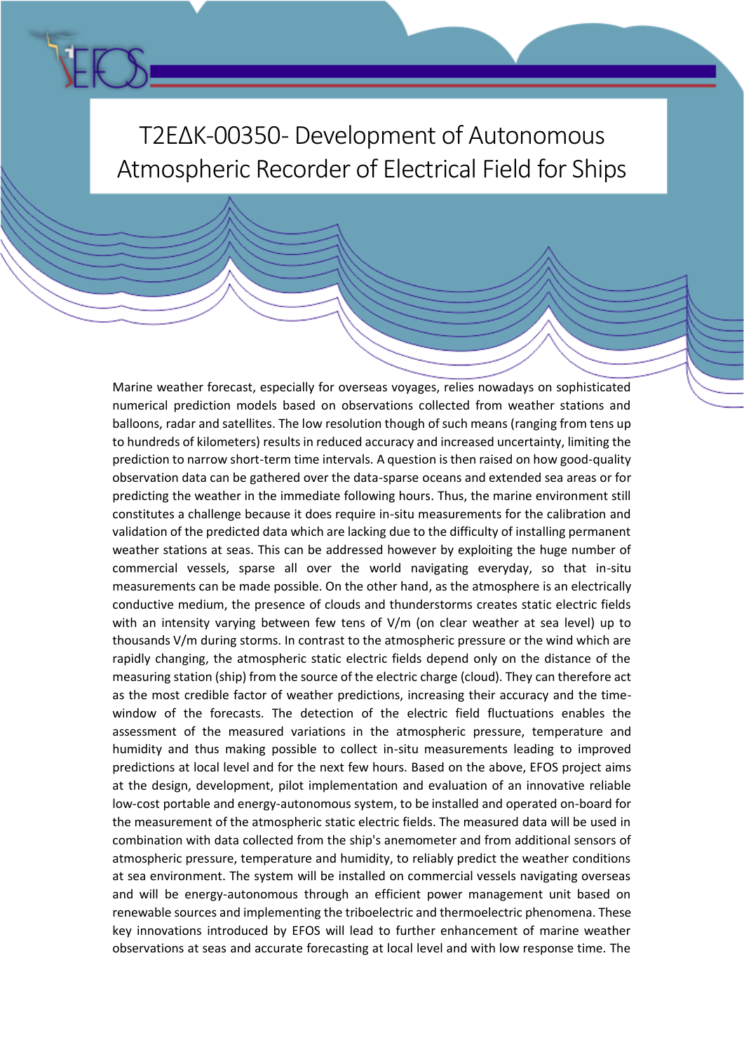# T2EΔK-00350- Development of Autonomous Atmospheric Recorder of Electrical Field for Ships

Marine weather forecast, especially for overseas voyages, relies nowadays on sophisticated numerical prediction models based on observations collected from weather stations and balloons, radar and satellites. The low resolution though of such means (ranging from tens up to hundreds of kilometers) results in reduced accuracy and increased uncertainty, limiting the prediction to narrow short-term time intervals. A question is then raised on how good-quality observation data can be gathered over the data-sparse oceans and extended sea areas or for predicting the weather in the immediate following hours. Thus, the marine environment still constitutes a challenge because it does require in-situ measurements for the calibration and validation of the predicted data which are lacking due to the difficulty of installing permanent weather stations at seas. This can be addressed however by exploiting the huge number of commercial vessels, sparse all over the world navigating everyday, so that in-situ measurements can be made possible. On the other hand, as the atmosphere is an electrically conductive medium, the presence of clouds and thunderstorms creates static electric fields with an intensity varying between few tens of V/m (on clear weather at sea level) up to thousands V/m during storms. In contrast to the atmospheric pressure or the wind which are rapidly changing, the atmospheric static electric fields depend only on the distance of the measuring station (ship) from the source of the electric charge (cloud). They can therefore act as the most credible factor of weather predictions, increasing their accuracy and the time-window of the forecasts. The detection of the electric field fluctuations enables the assessment of the measured variations in the atmospheric pressure, temperature and humidity and thus making possible to collect in-situ measurements leading to improved predictions at local level and for the next few hours. Based on the above, EFOS project aims at the design, development, pilot implementation and evaluation of an innovative reliable low-cost portable and energy-autonomous system, to be installed and operated on-board for the measurement of the atmospheric static electric fields. The measured data will be used in combination with data collected from the ship's anemometer and from additional sensors of atmospheric pressure, temperature and humidity, to reliably predict the weather conditions at sea environment. The system will be installed on commercial vessels navigating overseas and will be energy-autonomous through an efficient power management unit based on renewable sources and implementing the triboelectric and thermoelectric phenomena. These key innovations introduced by EFOS will lead to further enhancement of marine weather observations at seas and accurate forecasting at local level and with low response time. The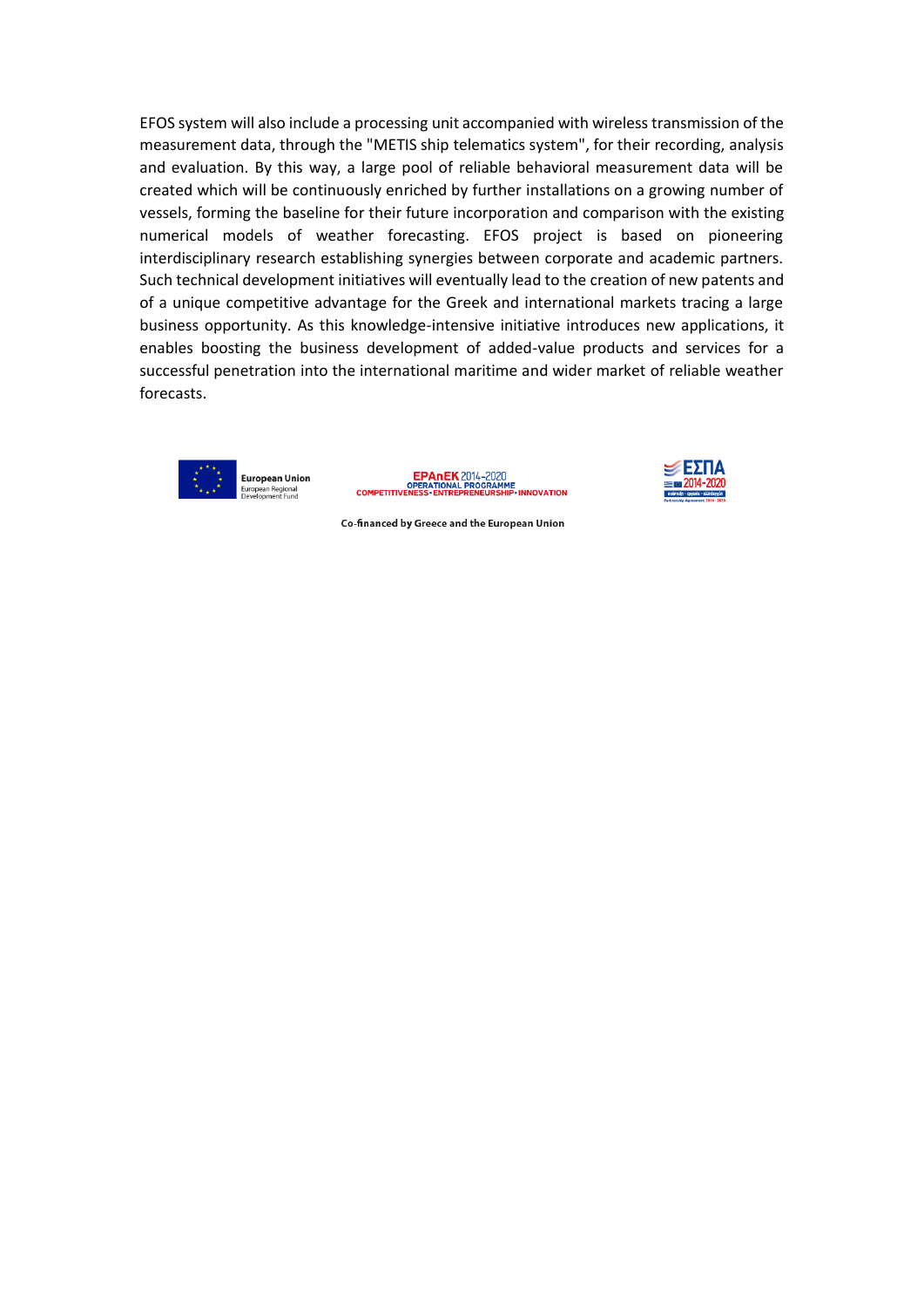EFOS system will also include a processing unit accompanied with wireless transmission of the measurement data, through the "METIS ship telematics system", for their recording, analysis and evaluation. By this way, a large pool of reliable behavioral measurement data will be created which will be continuously enriched by further installations on a growing number of vessels, forming the baseline for their future incorporation and comparison with the existing numerical models of weather forecasting. EFOS project is based on pioneering interdisciplinary research establishing synergies between corporate and academic partners. Such technical development initiatives will eventually lead to the creation of new patents and of a unique competitive advantage for the Greek and international markets tracing a large business opportunity. As this knowledge-intensive initiative introduces new applications, it enables boosting the business development of added-value products and services for a successful penetration into the international maritime and wider market of reliable weather forecasts.

European Union
European Regional Development Fund

EPAnEK 2014-2020
OPERATIONAL PROGRAMME
COMPETITIVENESS • ENTREPRENEURSHIP • INNOVATION

ΕΣΠΑ 2014-2020

Co-financed by Greece and the European Union